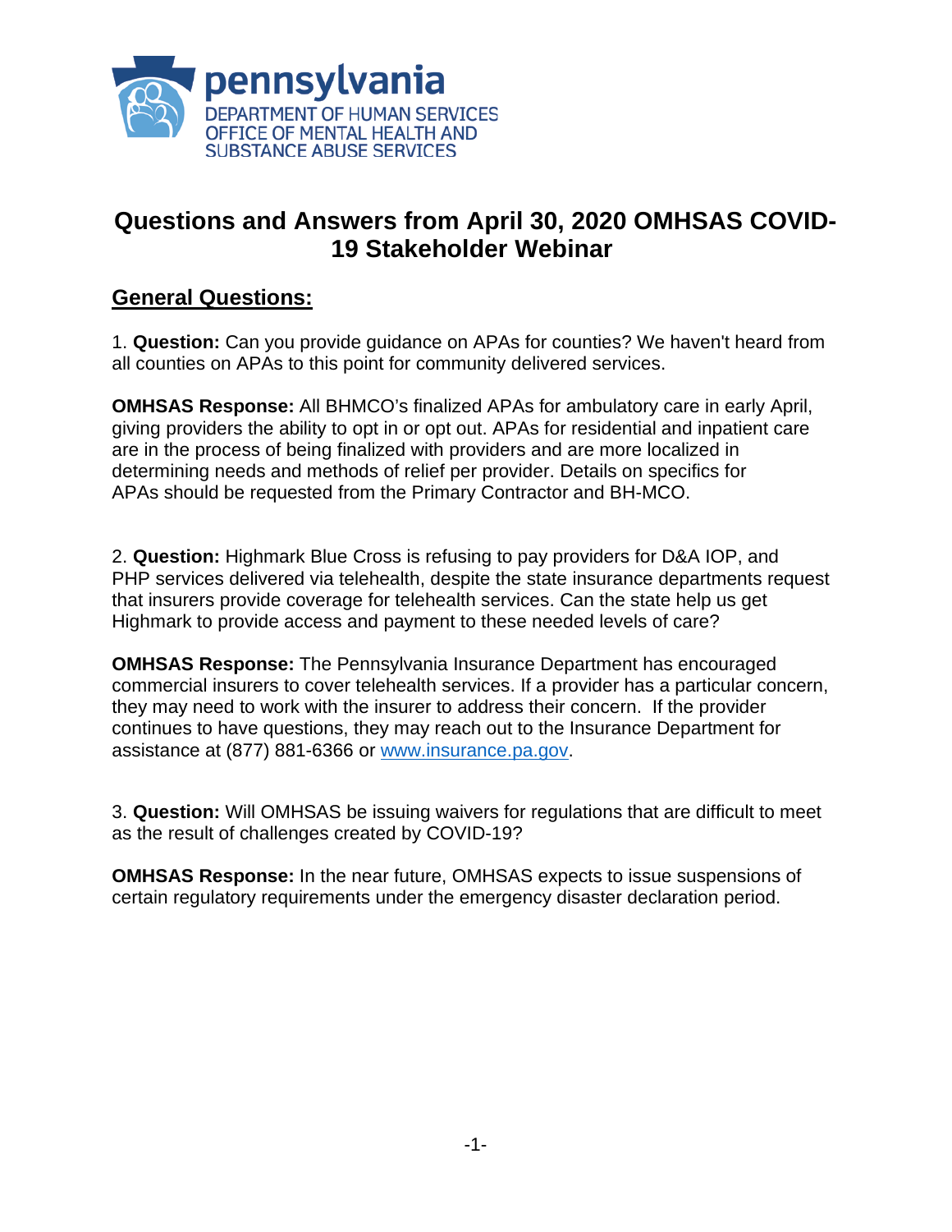pennsylvania
DEPARTMENT OF HUMAN SERVICES
OFFICE OF MENTAL HEALTH AND
SUBSTANCE ABUSE SERVICES

# Questions and Answers from April 30, 2020 OMHSAS COVID-19 Stakeholder Webinar

## General Questions:

1. **Question:** Can you provide guidance on APAs for counties? We haven't heard from all counties on APAs to this point for community delivered services.

**OMHSAS Response:** All BHMCO's finalized APAs for ambulatory care in early April, giving providers the ability to opt in or opt out. APAs for residential and inpatient care are in the process of being finalized with providers and are more localized in determining needs and methods of relief per provider. Details on specifics for APAs should be requested from the Primary Contractor and BH-MCO.

2. **Question:** Highmark Blue Cross is refusing to pay providers for D&A IOP, and PHP services delivered via telehealth, despite the state insurance departments request that insurers provide coverage for telehealth services. Can the state help us get Highmark to provide access and payment to these needed levels of care?

**OMHSAS Response:** The Pennsylvania Insurance Department has encouraged commercial insurers to cover telehealth services. If a provider has a particular concern, they may need to work with the insurer to address their concern. If the provider continues to have questions, they may reach out to the Insurance Department for assistance at (877) 881-6366 or www.insurance.pa.gov.

3. **Question:** Will OMHSAS be issuing waivers for regulations that are difficult to meet as the result of challenges created by COVID-19?

**OMHSAS Response:** In the near future, OMHSAS expects to issue suspensions of certain regulatory requirements under the emergency disaster declaration period.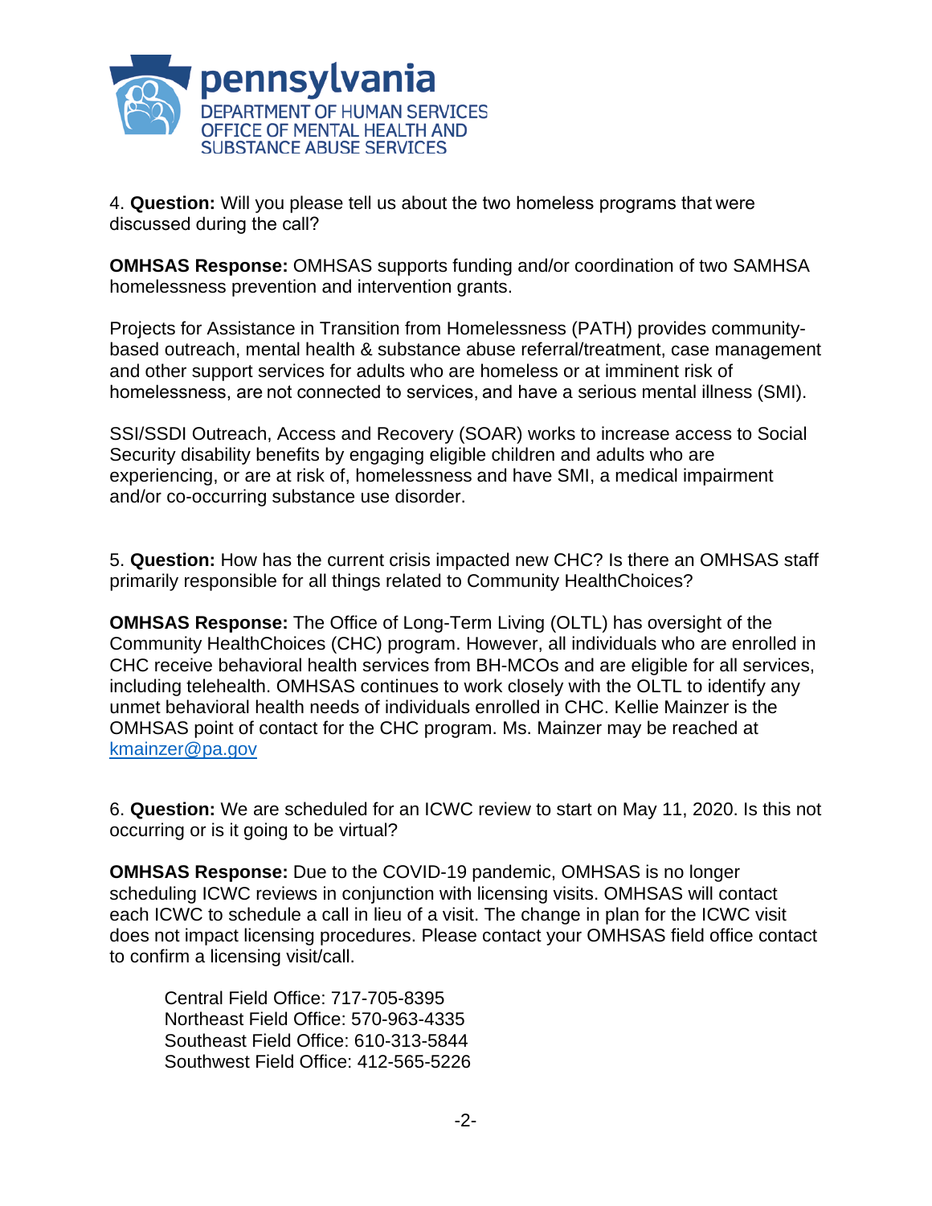4. **Question:** Will you please tell us about the two homeless programs that were discussed during the call?

**OMHSAS Response:** OMHSAS supports funding and/or coordination of two SAMHSA homelessness prevention and intervention grants.

Projects for Assistance in Transition from Homelessness (PATH) provides community-based outreach, mental health & substance abuse referral/treatment, case management and other support services for adults who are homeless or at imminent risk of homelessness, are not connected to services, and have a serious mental illness (SMI).

SSI/SSDI Outreach, Access and Recovery (SOAR) works to increase access to Social Security disability benefits by engaging eligible children and adults who are experiencing, or are at risk of, homelessness and have SMI, a medical impairment and/or co-occurring substance use disorder.

5. **Question:** How has the current crisis impacted new CHC? Is there an OMHSAS staff primarily responsible for all things related to Community HealthChoices?

**OMHSAS Response:** The Office of Long-Term Living (OLTL) has oversight of the Community HealthChoices (CHC) program. However, all individuals who are enrolled in CHC receive behavioral health services from BH-MCOs and are eligible for all services, including telehealth. OMHSAS continues to work closely with the OLTL to identify any unmet behavioral health needs of individuals enrolled in CHC. Kellie Mainzer is the OMHSAS point of contact for the CHC program. Ms. Mainzer may be reached at kmainzer@pa.gov

6. **Question:** We are scheduled for an ICWC review to start on May 11, 2020. Is this not occurring or is it going to be virtual?

**OMHSAS Response:** Due to the COVID-19 pandemic, OMHSAS is no longer scheduling ICWC reviews in conjunction with licensing visits. OMHSAS will contact each ICWC to schedule a call in lieu of a visit. The change in plan for the ICWC visit does not impact licensing procedures. Please contact your OMHSAS field office contact to confirm a licensing visit/call.

Central Field Office: 717-705-8395
Northeast Field Office: 570-963-4335
Southeast Field Office: 610-313-5844
Southwest Field Office: 412-565-5226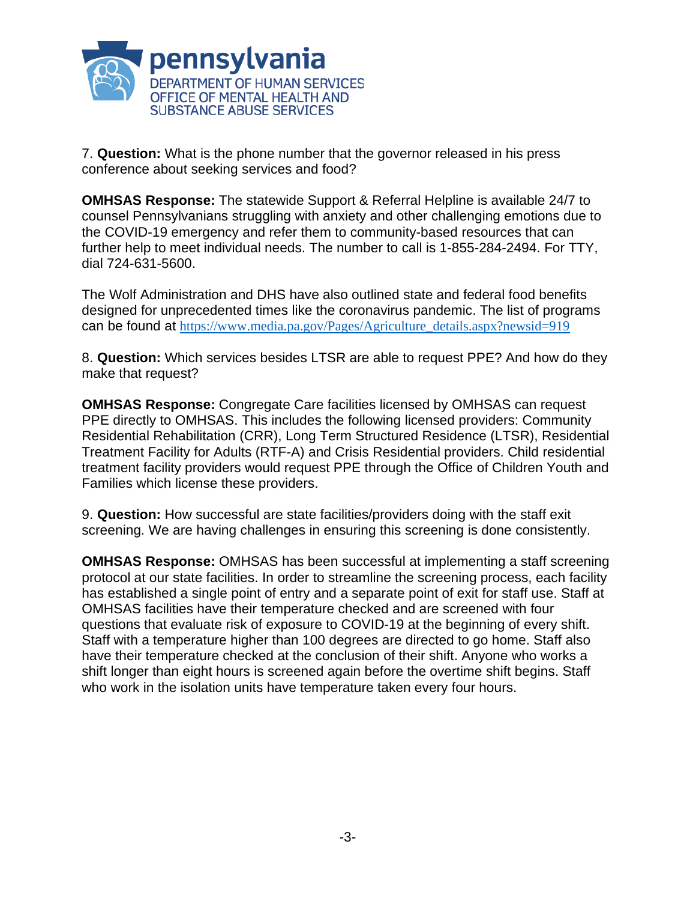7. **Question:** What is the phone number that the governor released in his press conference about seeking services and food?

**OMHSAS Response:** The statewide Support & Referral Helpline is available 24/7 to counsel Pennsylvanians struggling with anxiety and other challenging emotions due to the COVID-19 emergency and refer them to community-based resources that can further help to meet individual needs. The number to call is 1-855-284-2494. For TTY, dial 724-631-5600.

The Wolf Administration and DHS have also outlined state and federal food benefits designed for unprecedented times like the coronavirus pandemic. The list of programs can be found at https://www.media.pa.gov/Pages/Agriculture_details.aspx?newsid=919

8. **Question:** Which services besides LTSR are able to request PPE? And how do they make that request?

**OMHSAS Response:** Congregate Care facilities licensed by OMHSAS can request PPE directly to OMHSAS. This includes the following licensed providers: Community Residential Rehabilitation (CRR), Long Term Structured Residence (LTSR), Residential Treatment Facility for Adults (RTF-A) and Crisis Residential providers. Child residential treatment facility providers would request PPE through the Office of Children Youth and Families which license these providers.

9. **Question:** How successful are state facilities/providers doing with the staff exit screening. We are having challenges in ensuring this screening is done consistently.

**OMHSAS Response:** OMHSAS has been successful at implementing a staff screening protocol at our state facilities. In order to streamline the screening process, each facility has established a single point of entry and a separate point of exit for staff use. Staff at OMHSAS facilities have their temperature checked and are screened with four questions that evaluate risk of exposure to COVID-19 at the beginning of every shift. Staff with a temperature higher than 100 degrees are directed to go home. Staff also have their temperature checked at the conclusion of their shift. Anyone who works a shift longer than eight hours is screened again before the overtime shift begins. Staff who work in the isolation units have temperature taken every four hours.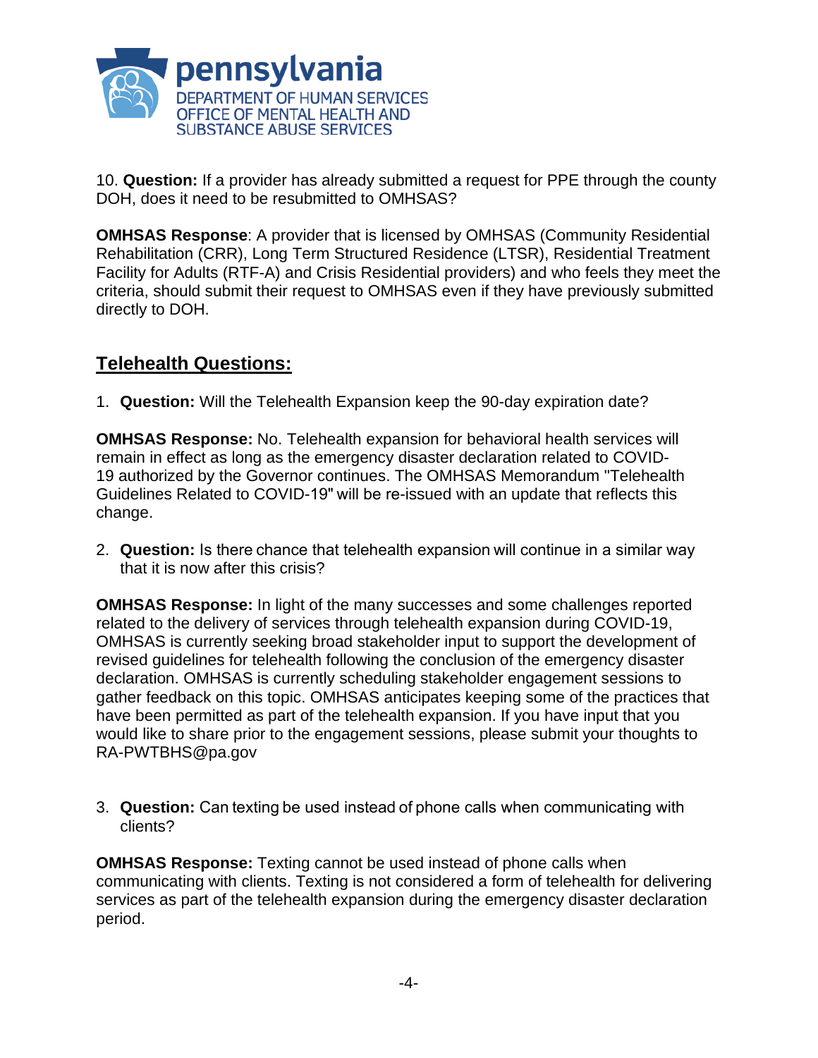10. **Question:** If a provider has already submitted a request for PPE through the county DOH, does it need to be resubmitted to OMHSAS?

**OMHSAS Response**: A provider that is licensed by OMHSAS (Community Residential Rehabilitation (CRR), Long Term Structured Residence (LTSR), Residential Treatment Facility for Adults (RTF-A) and Crisis Residential providers) and who feels they meet the criteria, should submit their request to OMHSAS even if they have previously submitted directly to DOH.

## Telehealth Questions:

1. **Question:** Will the Telehealth Expansion keep the 90-day expiration date?

**OMHSAS Response:** No. Telehealth expansion for behavioral health services will remain in effect as long as the emergency disaster declaration related to COVID-19 authorized by the Governor continues. The OMHSAS Memorandum "Telehealth Guidelines Related to COVID-19" will be re-issued with an update that reflects this change.

2. **Question:** Is there chance that telehealth expansion will continue in a similar way that it is now after this crisis?

**OMHSAS Response:** In light of the many successes and some challenges reported related to the delivery of services through telehealth expansion during COVID-19, OMHSAS is currently seeking broad stakeholder input to support the development of revised guidelines for telehealth following the conclusion of the emergency disaster declaration. OMHSAS is currently scheduling stakeholder engagement sessions to gather feedback on this topic. OMHSAS anticipates keeping some of the practices that have been permitted as part of the telehealth expansion. If you have input that you would like to share prior to the engagement sessions, please submit your thoughts to RA-PWTBHS@pa.gov

3. **Question:** Can texting be used instead of phone calls when communicating with clients?

**OMHSAS Response:** Texting cannot be used instead of phone calls when communicating with clients. Texting is not considered a form of telehealth for delivering services as part of the telehealth expansion during the emergency disaster declaration period.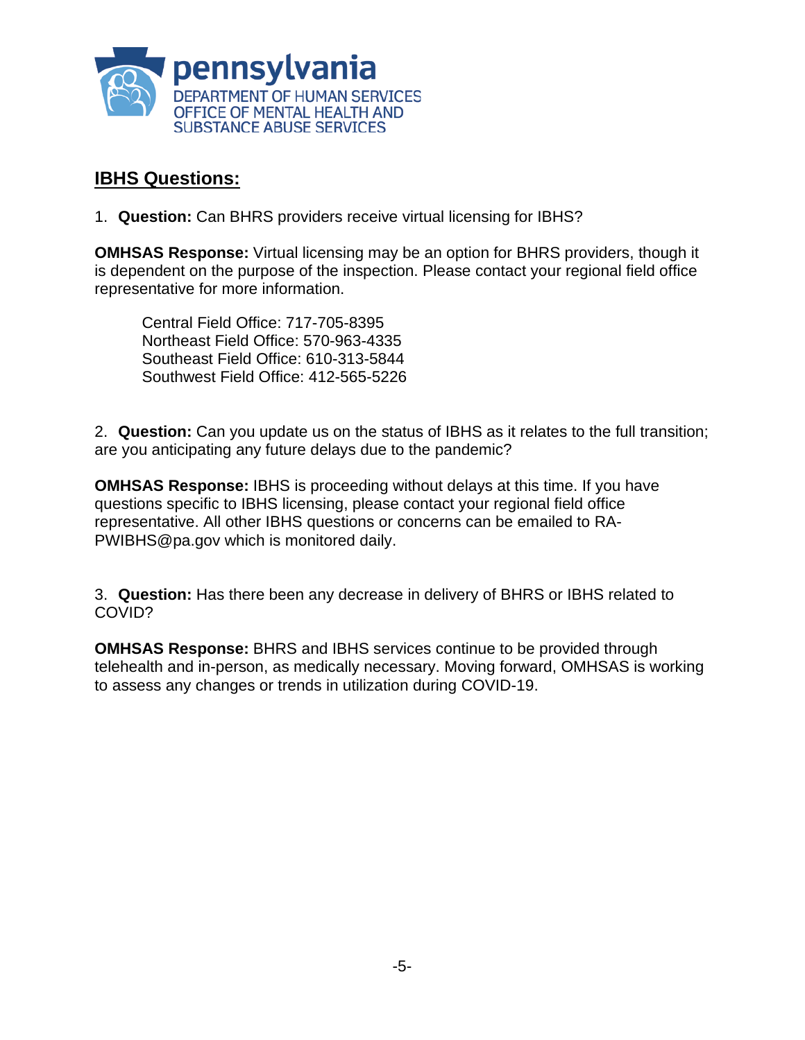pennsylvania
DEPARTMENT OF HUMAN SERVICES
OFFICE OF MENTAL HEALTH AND
SUBSTANCE ABUSE SERVICES

## IBHS Questions:

1. **Question:** Can BHRS providers receive virtual licensing for IBHS?

**OMHSAS Response:** Virtual licensing may be an option for BHRS providers, though it is dependent on the purpose of the inspection. Please contact your regional field office representative for more information.

Central Field Office: 717-705-8395
Northeast Field Office: 570-963-4335
Southeast Field Office: 610-313-5844
Southwest Field Office: 412-565-5226

2. **Question:** Can you update us on the status of IBHS as it relates to the full transition; are you anticipating any future delays due to the pandemic?

**OMHSAS Response:** IBHS is proceeding without delays at this time. If you have questions specific to IBHS licensing, please contact your regional field office representative. All other IBHS questions or concerns can be emailed to RA-PWIBHS@pa.gov which is monitored daily.

3. **Question:** Has there been any decrease in delivery of BHRS or IBHS related to COVID?

**OMHSAS Response:** BHRS and IBHS services continue to be provided through telehealth and in-person, as medically necessary. Moving forward, OMHSAS is working to assess any changes or trends in utilization during COVID-19.